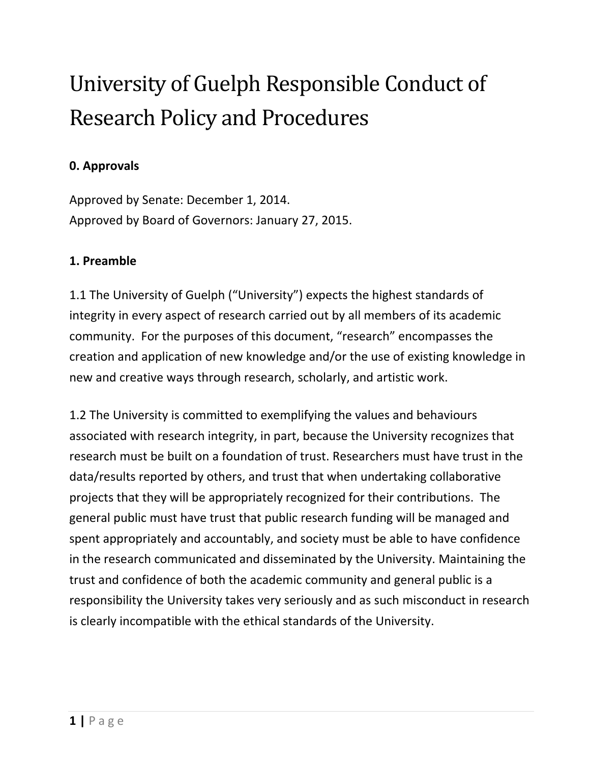# University of Guelph Responsible Conduct of Research Policy and Procedures

## 0. Approvals

Approved by Senate: December 1, 2014.
Approved by Board of Governors: January 27, 2015.

## 1. Preamble

1.1 The University of Guelph ("University") expects the highest standards of integrity in every aspect of research carried out by all members of its academic community. For the purposes of this document, "research" encompasses the creation and application of new knowledge and/or the use of existing knowledge in new and creative ways through research, scholarly, and artistic work.

1.2 The University is committed to exemplifying the values and behaviours associated with research integrity, in part, because the University recognizes that research must be built on a foundation of trust. Researchers must have trust in the data/results reported by others, and trust that when undertaking collaborative projects that they will be appropriately recognized for their contributions. The general public must have trust that public research funding will be managed and spent appropriately and accountably, and society must be able to have confidence in the research communicated and disseminated by the University. Maintaining the trust and confidence of both the academic community and general public is a responsibility the University takes very seriously and as such misconduct in research is clearly incompatible with the ethical standards of the University.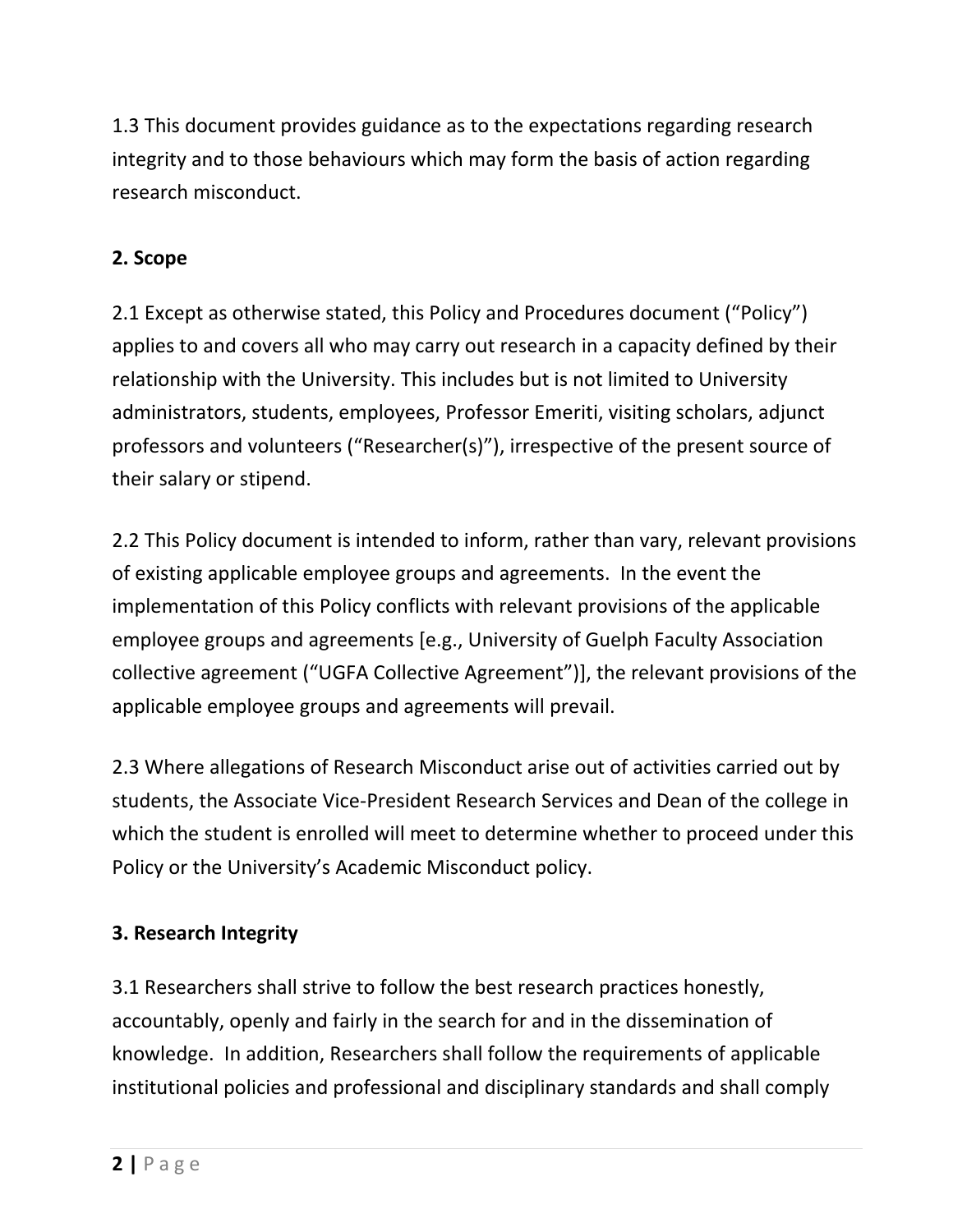1.3 This document provides guidance as to the expectations regarding research integrity and to those behaviours which may form the basis of action regarding research misconduct.

## 2. Scope

2.1 Except as otherwise stated, this Policy and Procedures document ("Policy") applies to and covers all who may carry out research in a capacity defined by their relationship with the University. This includes but is not limited to University administrators, students, employees, Professor Emeriti, visiting scholars, adjunct professors and volunteers ("Researcher(s)"), irrespective of the present source of their salary or stipend.

2.2 This Policy document is intended to inform, rather than vary, relevant provisions of existing applicable employee groups and agreements. In the event the implementation of this Policy conflicts with relevant provisions of the applicable employee groups and agreements [e.g., University of Guelph Faculty Association collective agreement ("UGFA Collective Agreement")], the relevant provisions of the applicable employee groups and agreements will prevail.

2.3 Where allegations of Research Misconduct arise out of activities carried out by students, the Associate Vice-President Research Services and Dean of the college in which the student is enrolled will meet to determine whether to proceed under this Policy or the University's Academic Misconduct policy.

## 3. Research Integrity

3.1 Researchers shall strive to follow the best research practices honestly, accountably, openly and fairly in the search for and in the dissemination of knowledge. In addition, Researchers shall follow the requirements of applicable institutional policies and professional and disciplinary standards and shall comply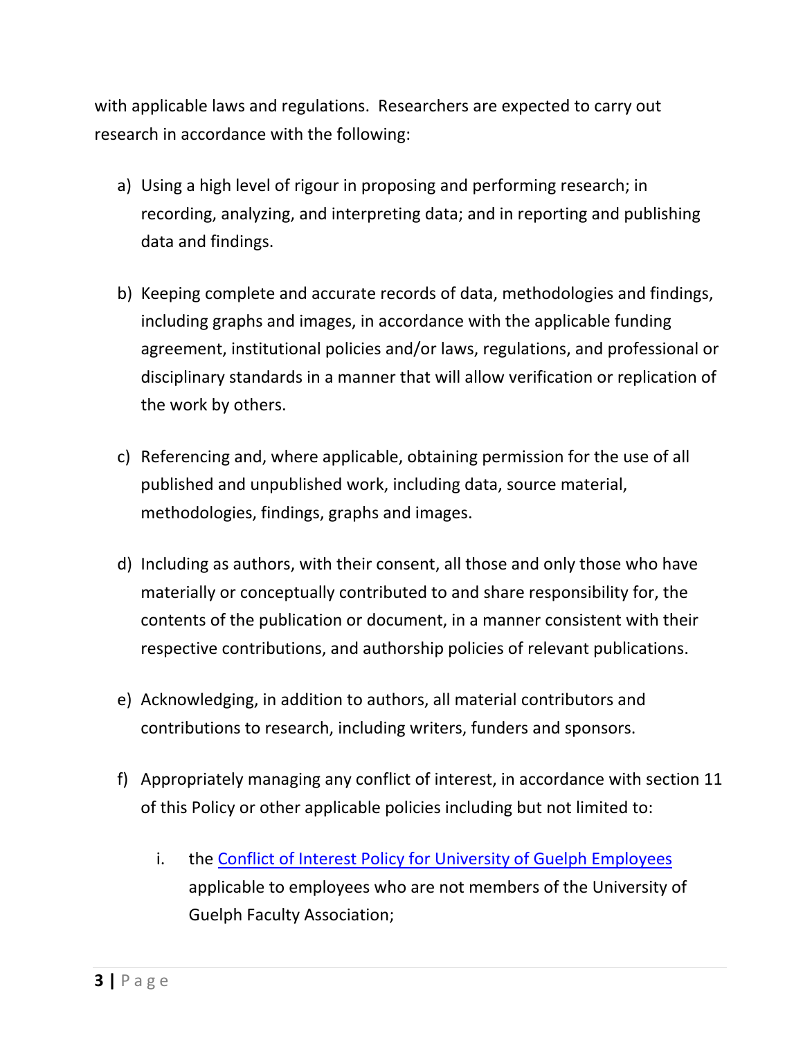with applicable laws and regulations. Researchers are expected to carry out research in accordance with the following:

a) Using a high level of rigour in proposing and performing research; in recording, analyzing, and interpreting data; and in reporting and publishing data and findings.

b) Keeping complete and accurate records of data, methodologies and findings, including graphs and images, in accordance with the applicable funding agreement, institutional policies and/or laws, regulations, and professional or disciplinary standards in a manner that will allow verification or replication of the work by others.

c) Referencing and, where applicable, obtaining permission for the use of all published and unpublished work, including data, source material, methodologies, findings, graphs and images.

d) Including as authors, with their consent, all those and only those who have materially or conceptually contributed to and share responsibility for, the contents of the publication or document, in a manner consistent with their respective contributions, and authorship policies of relevant publications.

e) Acknowledging, in addition to authors, all material contributors and contributions to research, including writers, funders and sponsors.

f) Appropriately managing any conflict of interest, in accordance with section 11 of this Policy or other applicable policies including but not limited to:

    i. the [Conflict of Interest Policy for University of Guelph Employees] applicable to employees who are not members of the University of Guelph Faculty Association;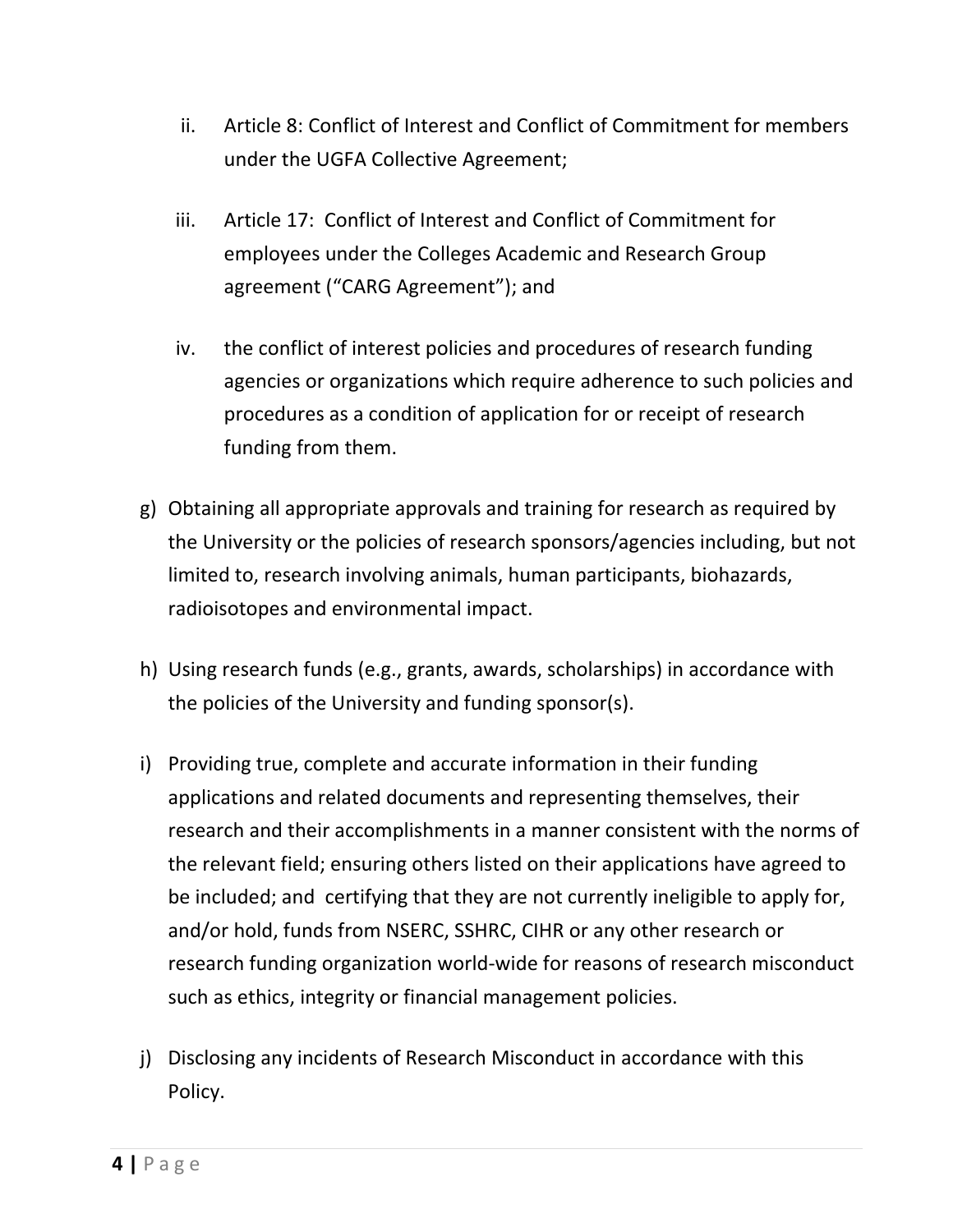ii. Article 8: Conflict of Interest and Conflict of Commitment for members under the UGFA Collective Agreement;

iii. Article 17: Conflict of Interest and Conflict of Commitment for employees under the Colleges Academic and Research Group agreement ("CARG Agreement"); and

iv. the conflict of interest policies and procedures of research funding agencies or organizations which require adherence to such policies and procedures as a condition of application for or receipt of research funding from them.

g) Obtaining all appropriate approvals and training for research as required by the University or the policies of research sponsors/agencies including, but not limited to, research involving animals, human participants, biohazards, radioisotopes and environmental impact.

h) Using research funds (e.g., grants, awards, scholarships) in accordance with the policies of the University and funding sponsor(s).

i) Providing true, complete and accurate information in their funding applications and related documents and representing themselves, their research and their accomplishments in a manner consistent with the norms of the relevant field; ensuring others listed on their applications have agreed to be included; and certifying that they are not currently ineligible to apply for, and/or hold, funds from NSERC, SSHRC, CIHR or any other research or research funding organization world-wide for reasons of research misconduct such as ethics, integrity or financial management policies.

j) Disclosing any incidents of Research Misconduct in accordance with this Policy.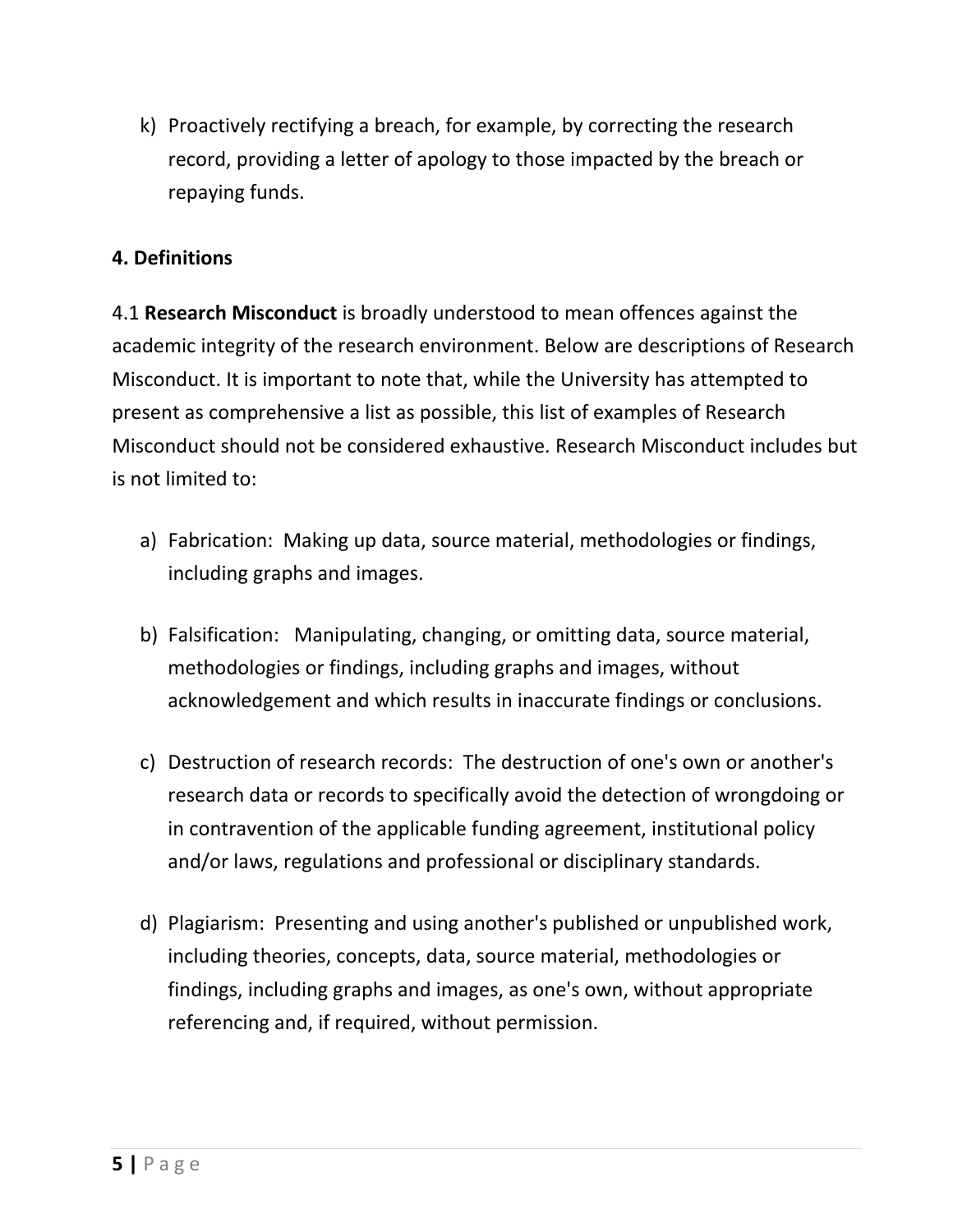k) Proactively rectifying a breach, for example, by correcting the research record, providing a letter of apology to those impacted by the breach or repaying funds.

## 4. Definitions

4.1 **Research Misconduct** is broadly understood to mean offences against the academic integrity of the research environment. Below are descriptions of Research Misconduct. It is important to note that, while the University has attempted to present as comprehensive a list as possible, this list of examples of Research Misconduct should not be considered exhaustive. Research Misconduct includes but is not limited to:

a) Fabrication: Making up data, source material, methodologies or findings, including graphs and images.

b) Falsification: Manipulating, changing, or omitting data, source material, methodologies or findings, including graphs and images, without acknowledgement and which results in inaccurate findings or conclusions.

c) Destruction of research records: The destruction of one's own or another's research data or records to specifically avoid the detection of wrongdoing or in contravention of the applicable funding agreement, institutional policy and/or laws, regulations and professional or disciplinary standards.

d) Plagiarism: Presenting and using another's published or unpublished work, including theories, concepts, data, source material, methodologies or findings, including graphs and images, as one's own, without appropriate referencing and, if required, without permission.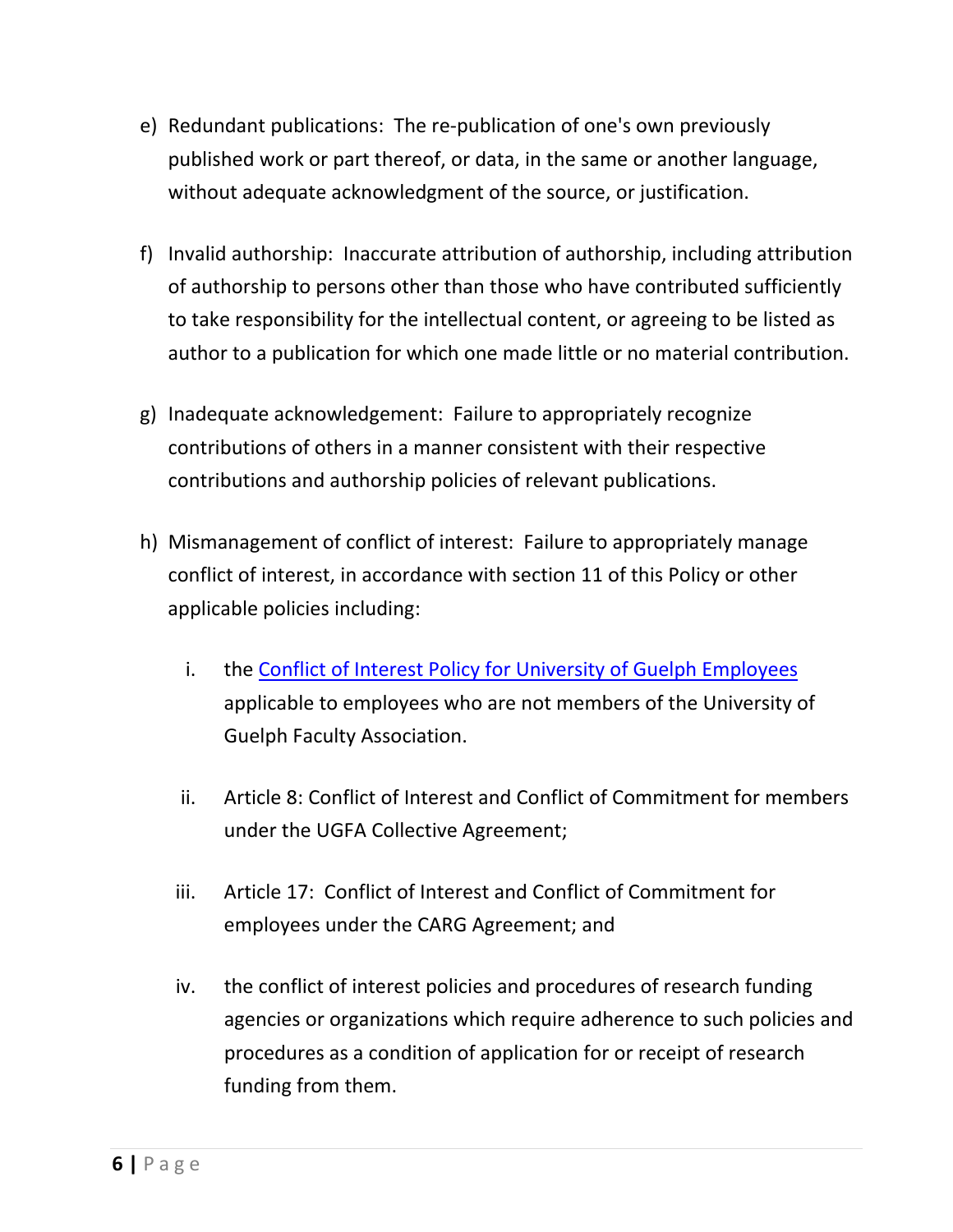e) Redundant publications: The re-publication of one's own previously published work or part thereof, or data, in the same or another language, without adequate acknowledgment of the source, or justification.

f) Invalid authorship: Inaccurate attribution of authorship, including attribution of authorship to persons other than those who have contributed sufficiently to take responsibility for the intellectual content, or agreeing to be listed as author to a publication for which one made little or no material contribution.

g) Inadequate acknowledgement: Failure to appropriately recognize contributions of others in a manner consistent with their respective contributions and authorship policies of relevant publications.

h) Mismanagement of conflict of interest: Failure to appropriately manage conflict of interest, in accordance with section 11 of this Policy or other applicable policies including:

   i. the Conflict of Interest Policy for University of Guelph Employees applicable to employees who are not members of the University of Guelph Faculty Association.

   ii. Article 8: Conflict of Interest and Conflict of Commitment for members under the UGFA Collective Agreement;

   iii. Article 17: Conflict of Interest and Conflict of Commitment for employees under the CARG Agreement; and

   iv. the conflict of interest policies and procedures of research funding agencies or organizations which require adherence to such policies and procedures as a condition of application for or receipt of research funding from them.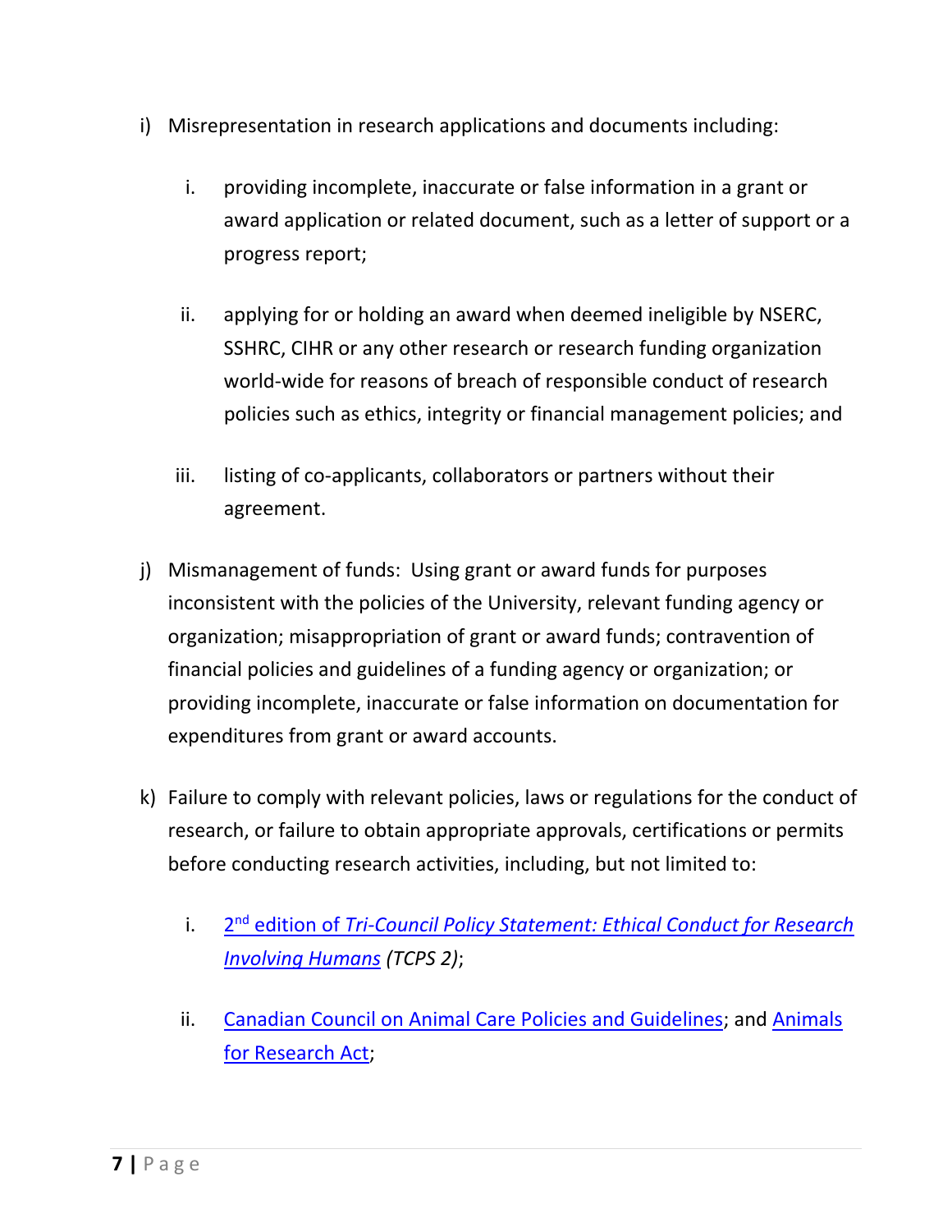i) Misrepresentation in research applications and documents including:

   i. providing incomplete, inaccurate or false information in a grant or award application or related document, such as a letter of support or a progress report;

   ii. applying for or holding an award when deemed ineligible by NSERC, SSHRC, CIHR or any other research or research funding organization world-wide for reasons of breach of responsible conduct of research policies such as ethics, integrity or financial management policies; and

   iii. listing of co-applicants, collaborators or partners without their agreement.

j) Mismanagement of funds: Using grant or award funds for purposes inconsistent with the policies of the University, relevant funding agency or organization; misappropriation of grant or award funds; contravention of financial policies and guidelines of a funding agency or organization; or providing incomplete, inaccurate or false information on documentation for expenditures from grant or award accounts.

k) Failure to comply with relevant policies, laws or regulations for the conduct of research, or failure to obtain appropriate approvals, certifications or permits before conducting research activities, including, but not limited to:

   i. 2nd edition of *Tri-Council Policy Statement: Ethical Conduct for Research Involving Humans* (*TCPS 2*);

   ii. Canadian Council on Animal Care Policies and Guidelines; and Animals for Research Act;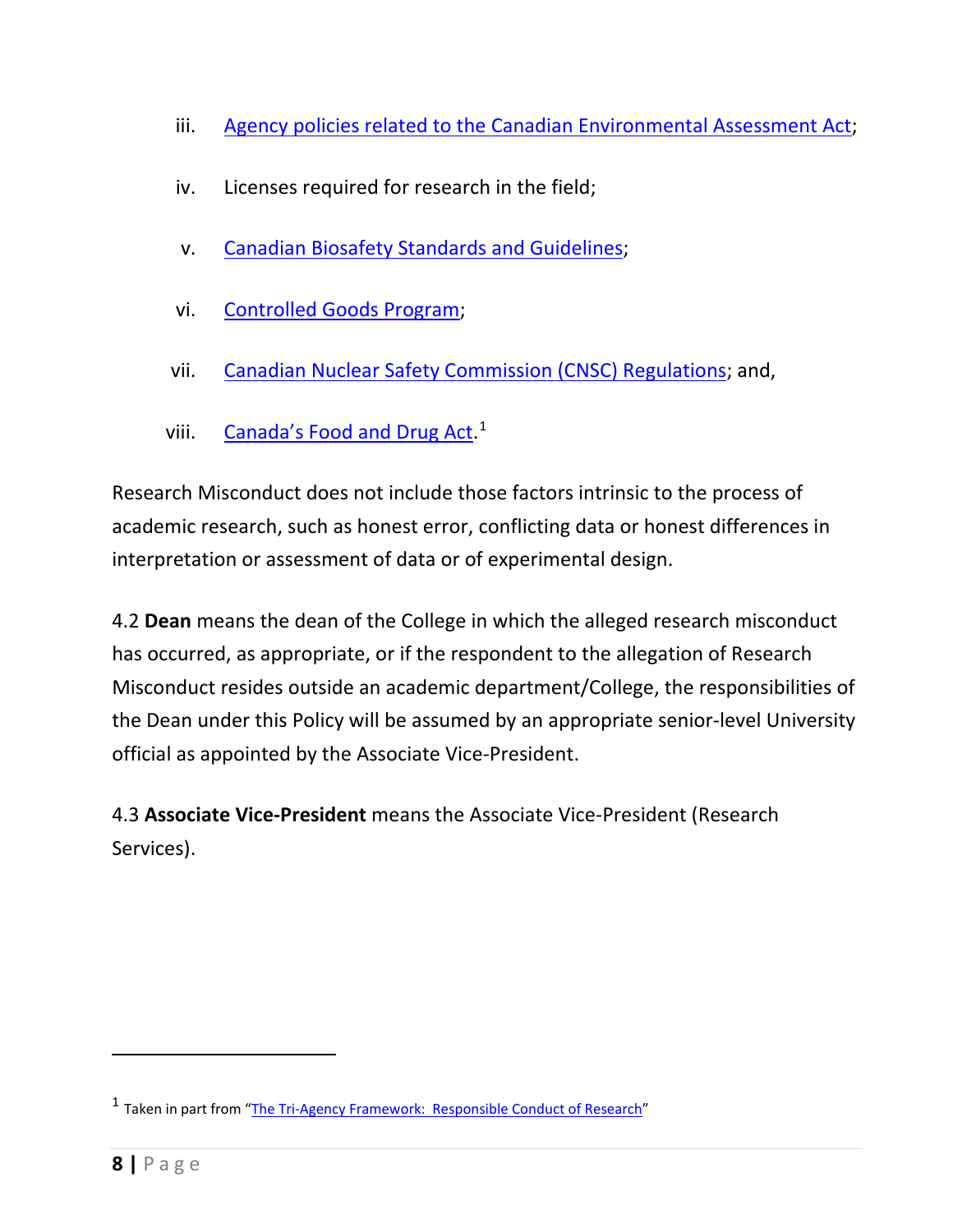iii. Agency policies related to the Canadian Environmental Assessment Act;

iv. Licenses required for research in the field;

v. Canadian Biosafety Standards and Guidelines;

vi. Controlled Goods Program;

vii. Canadian Nuclear Safety Commission (CNSC) Regulations; and,

viii. Canada's Food and Drug Act.[1]

Research Misconduct does not include those factors intrinsic to the process of academic research, such as honest error, conflicting data or honest differences in interpretation or assessment of data or of experimental design.

4.2 **Dean** means the dean of the College in which the alleged research misconduct has occurred, as appropriate, or if the respondent to the allegation of Research Misconduct resides outside an academic department/College, the responsibilities of the Dean under this Policy will be assumed by an appropriate senior-level University official as appointed by the Associate Vice-President.

4.3 **Associate Vice-President** means the Associate Vice-President (Research Services).

---

[1] Taken in part from "The Tri-Agency Framework: Responsible Conduct of Research"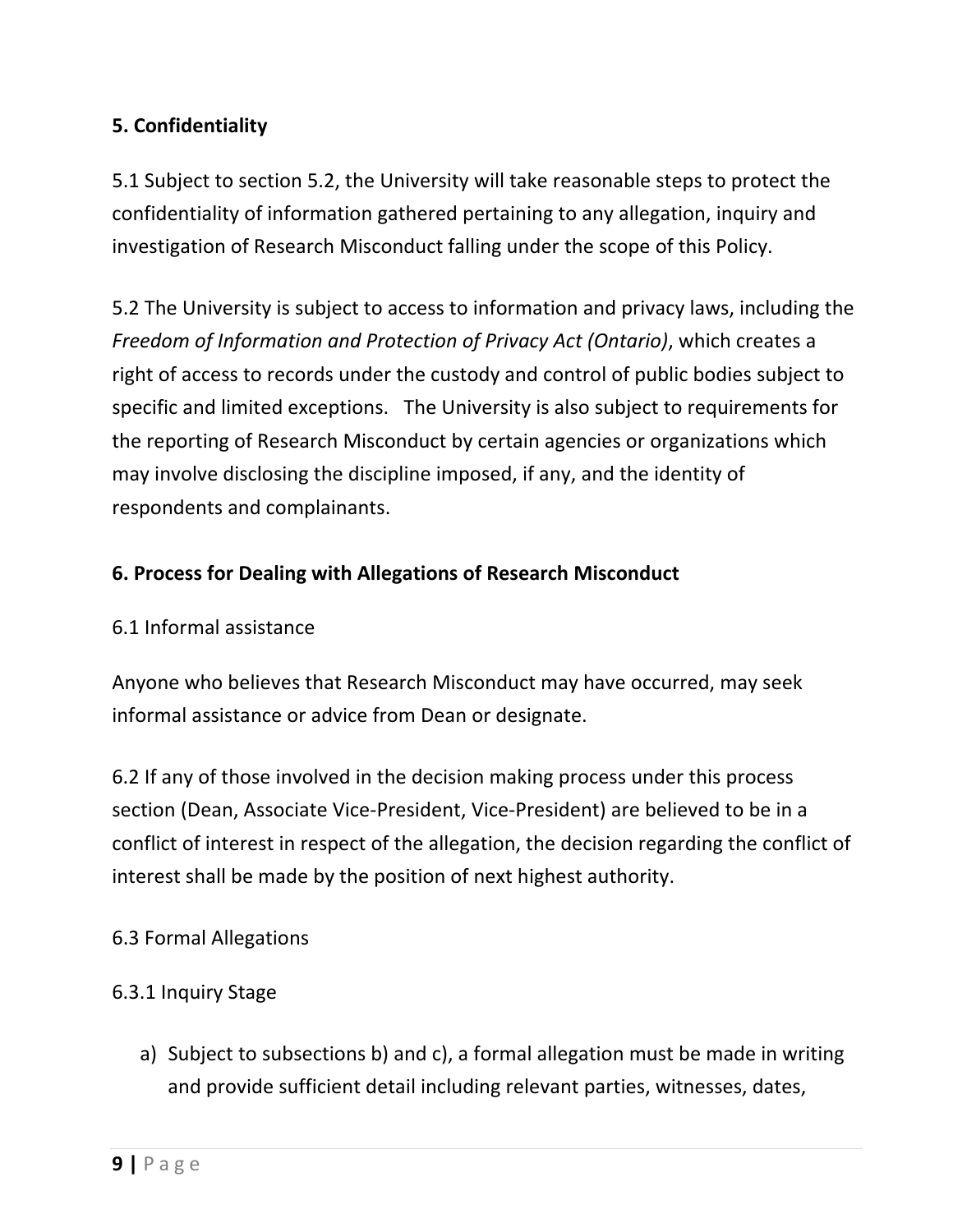## 5. Confidentiality

5.1 Subject to section 5.2, the University will take reasonable steps to protect the confidentiality of information gathered pertaining to any allegation, inquiry and investigation of Research Misconduct falling under the scope of this Policy.

5.2 The University is subject to access to information and privacy laws, including the *Freedom of Information and Protection of Privacy Act (Ontario)*, which creates a right of access to records under the custody and control of public bodies subject to specific and limited exceptions. The University is also subject to requirements for the reporting of Research Misconduct by certain agencies or organizations which may involve disclosing the discipline imposed, if any, and the identity of respondents and complainants.

## 6. Process for Dealing with Allegations of Research Misconduct

6.1 Informal assistance

Anyone who believes that Research Misconduct may have occurred, may seek informal assistance or advice from Dean or designate.

6.2 If any of those involved in the decision making process under this process section (Dean, Associate Vice-President, Vice-President) are believed to be in a conflict of interest in respect of the allegation, the decision regarding the conflict of interest shall be made by the position of next highest authority.

6.3 Formal Allegations

6.3.1 Inquiry Stage

a) Subject to subsections b) and c), a formal allegation must be made in writing and provide sufficient detail including relevant parties, witnesses, dates,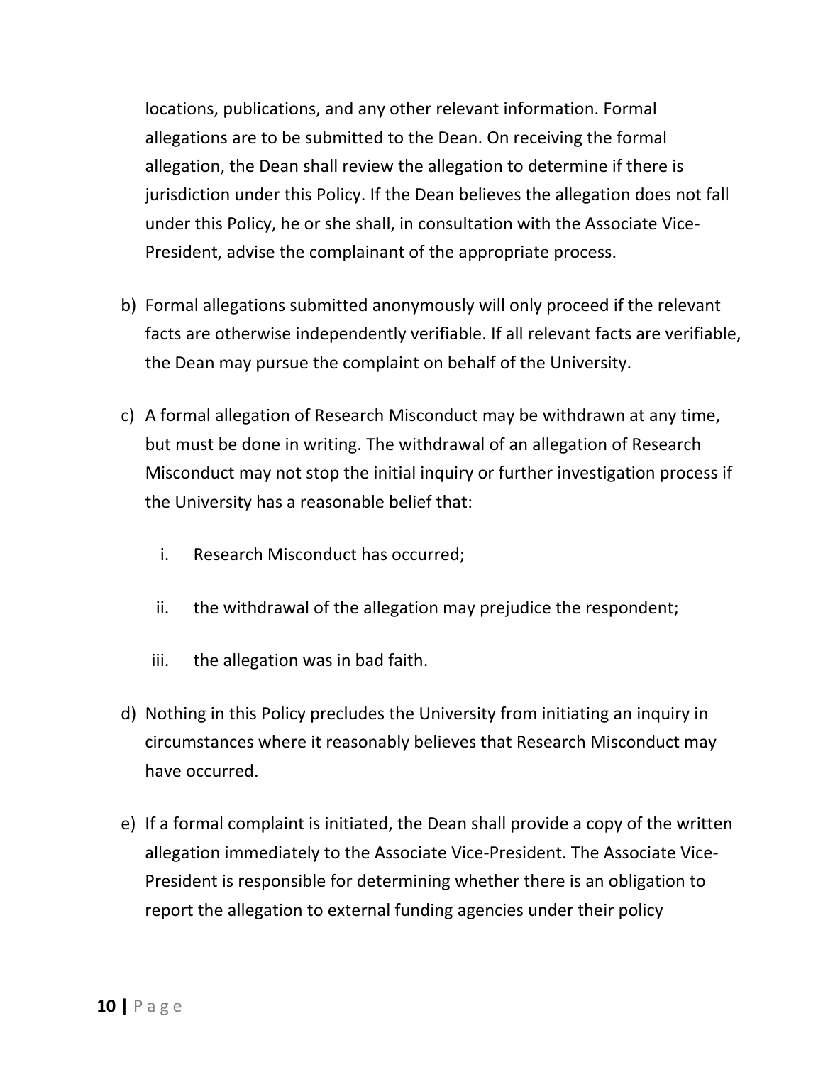locations, publications, and any other relevant information. Formal allegations are to be submitted to the Dean. On receiving the formal allegation, the Dean shall review the allegation to determine if there is jurisdiction under this Policy. If the Dean believes the allegation does not fall under this Policy, he or she shall, in consultation with the Associate Vice-President, advise the complainant of the appropriate process.

b) Formal allegations submitted anonymously will only proceed if the relevant facts are otherwise independently verifiable. If all relevant facts are verifiable, the Dean may pursue the complaint on behalf of the University.

c) A formal allegation of Research Misconduct may be withdrawn at any time, but must be done in writing. The withdrawal of an allegation of Research Misconduct may not stop the initial inquiry or further investigation process if the University has a reasonable belief that:

   i. Research Misconduct has occurred;

   ii. the withdrawal of the allegation may prejudice the respondent;

   iii. the allegation was in bad faith.

d) Nothing in this Policy precludes the University from initiating an inquiry in circumstances where it reasonably believes that Research Misconduct may have occurred.

e) If a formal complaint is initiated, the Dean shall provide a copy of the written allegation immediately to the Associate Vice-President. The Associate Vice-President is responsible for determining whether there is an obligation to report the allegation to external funding agencies under their policy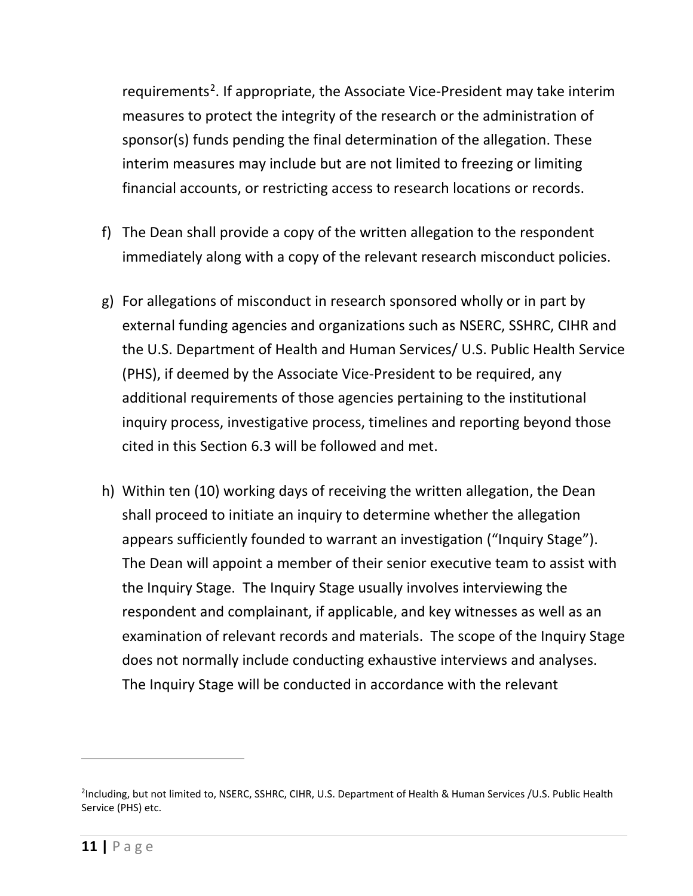requirements[2]. If appropriate, the Associate Vice-President may take interim measures to protect the integrity of the research or the administration of sponsor(s) funds pending the final determination of the allegation. These interim measures may include but are not limited to freezing or limiting financial accounts, or restricting access to research locations or records.

f) The Dean shall provide a copy of the written allegation to the respondent immediately along with a copy of the relevant research misconduct policies.

g) For allegations of misconduct in research sponsored wholly or in part by external funding agencies and organizations such as NSERC, SSHRC, CIHR and the U.S. Department of Health and Human Services/ U.S. Public Health Service (PHS), if deemed by the Associate Vice-President to be required, any additional requirements of those agencies pertaining to the institutional inquiry process, investigative process, timelines and reporting beyond those cited in this Section 6.3 will be followed and met.

h) Within ten (10) working days of receiving the written allegation, the Dean shall proceed to initiate an inquiry to determine whether the allegation appears sufficiently founded to warrant an investigation ("Inquiry Stage"). The Dean will appoint a member of their senior executive team to assist with the Inquiry Stage. The Inquiry Stage usually involves interviewing the respondent and complainant, if applicable, and key witnesses as well as an examination of relevant records and materials. The scope of the Inquiry Stage does not normally include conducting exhaustive interviews and analyses. The Inquiry Stage will be conducted in accordance with the relevant

---

[2] Including, but not limited to, NSERC, SSHRC, CIHR, U.S. Department of Health & Human Services /U.S. Public Health Service (PHS) etc.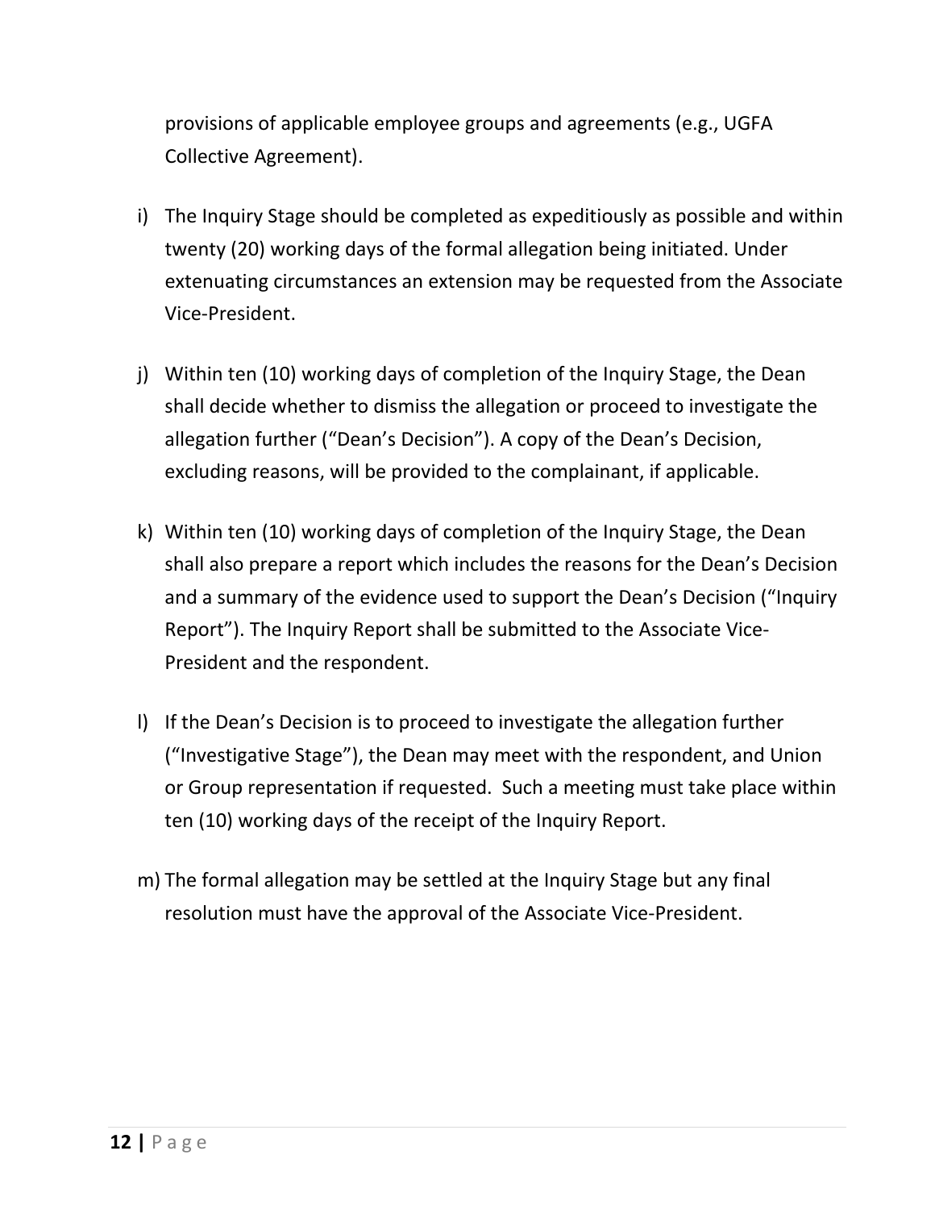provisions of applicable employee groups and agreements (e.g., UGFA Collective Agreement).

i) The Inquiry Stage should be completed as expeditiously as possible and within twenty (20) working days of the formal allegation being initiated. Under extenuating circumstances an extension may be requested from the Associate Vice-President.

j) Within ten (10) working days of completion of the Inquiry Stage, the Dean shall decide whether to dismiss the allegation or proceed to investigate the allegation further ("Dean's Decision"). A copy of the Dean's Decision, excluding reasons, will be provided to the complainant, if applicable.

k) Within ten (10) working days of completion of the Inquiry Stage, the Dean shall also prepare a report which includes the reasons for the Dean's Decision and a summary of the evidence used to support the Dean's Decision ("Inquiry Report"). The Inquiry Report shall be submitted to the Associate Vice-President and the respondent.

l) If the Dean's Decision is to proceed to investigate the allegation further ("Investigative Stage"), the Dean may meet with the respondent, and Union or Group representation if requested. Such a meeting must take place within ten (10) working days of the receipt of the Inquiry Report.

m) The formal allegation may be settled at the Inquiry Stage but any final resolution must have the approval of the Associate Vice-President.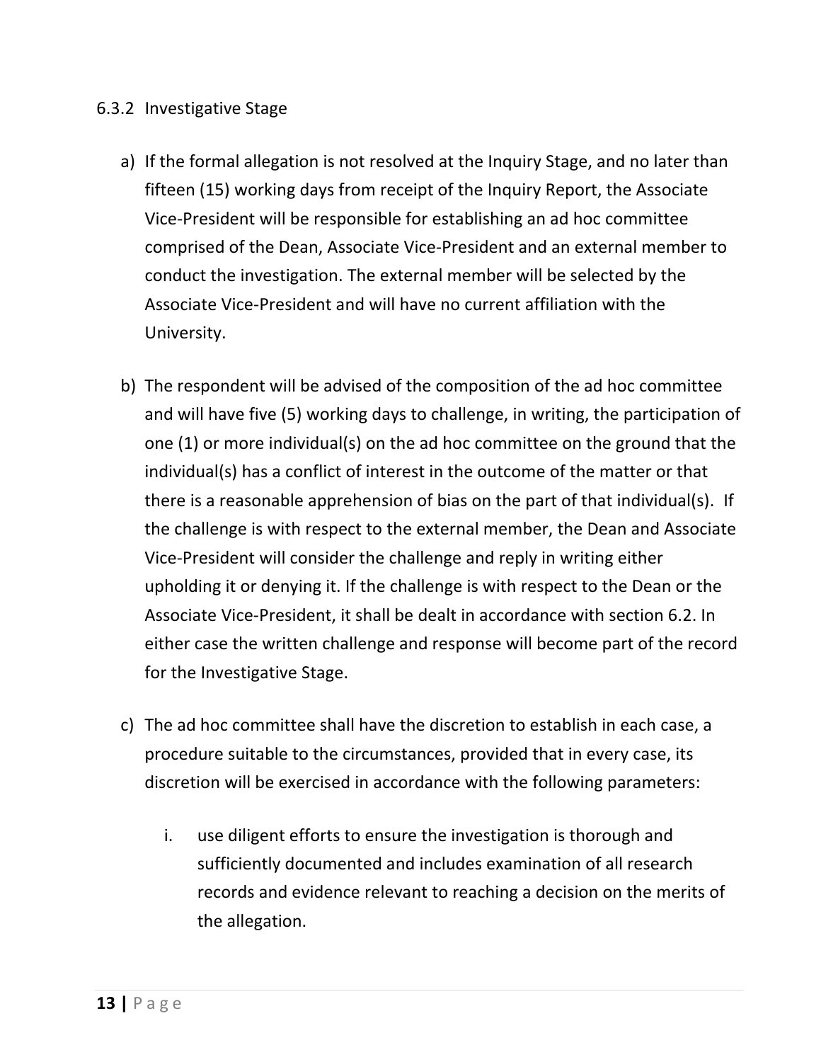### 6.3.2 Investigative Stage

a) If the formal allegation is not resolved at the Inquiry Stage, and no later than fifteen (15) working days from receipt of the Inquiry Report, the Associate Vice-President will be responsible for establishing an ad hoc committee comprised of the Dean, Associate Vice-President and an external member to conduct the investigation. The external member will be selected by the Associate Vice-President and will have no current affiliation with the University.

b) The respondent will be advised of the composition of the ad hoc committee and will have five (5) working days to challenge, in writing, the participation of one (1) or more individual(s) on the ad hoc committee on the ground that the individual(s) has a conflict of interest in the outcome of the matter or that there is a reasonable apprehension of bias on the part of that individual(s). If the challenge is with respect to the external member, the Dean and Associate Vice-President will consider the challenge and reply in writing either upholding it or denying it. If the challenge is with respect to the Dean or the Associate Vice-President, it shall be dealt in accordance with section 6.2. In either case the written challenge and response will become part of the record for the Investigative Stage.

c) The ad hoc committee shall have the discretion to establish in each case, a procedure suitable to the circumstances, provided that in every case, its discretion will be exercised in accordance with the following parameters:

   i. use diligent efforts to ensure the investigation is thorough and sufficiently documented and includes examination of all research records and evidence relevant to reaching a decision on the merits of the allegation.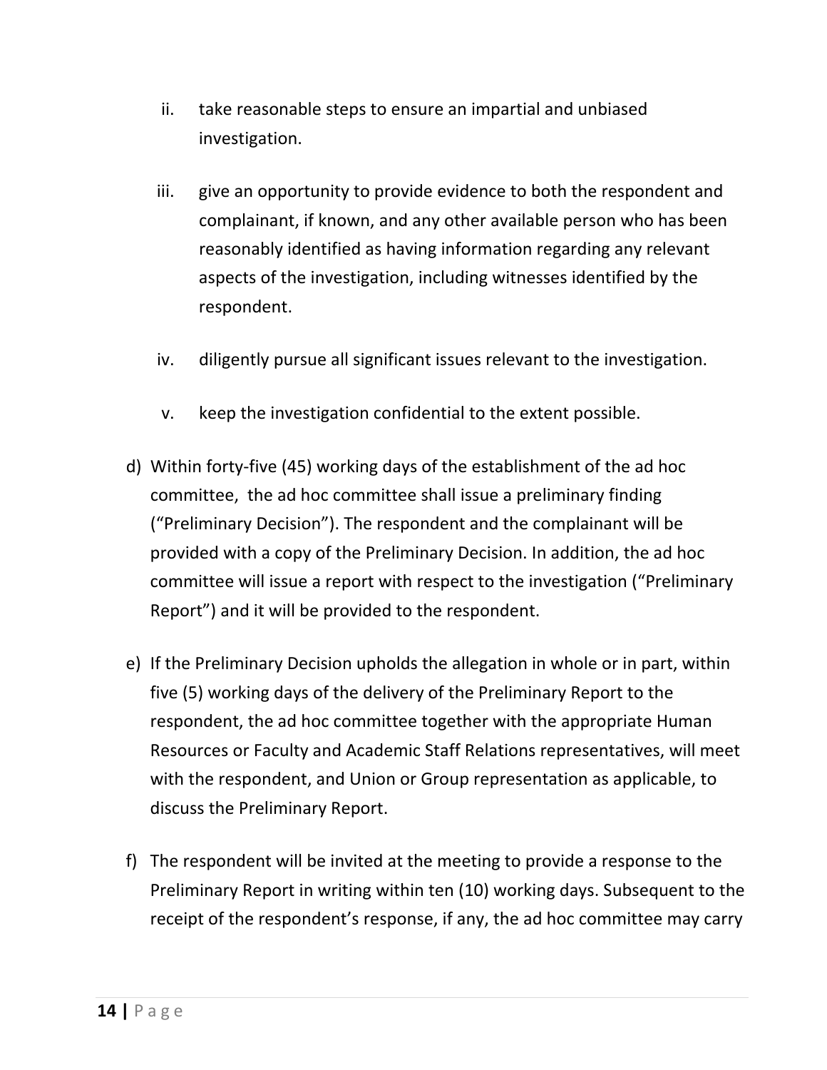ii. take reasonable steps to ensure an impartial and unbiased investigation.

iii. give an opportunity to provide evidence to both the respondent and complainant, if known, and any other available person who has been reasonably identified as having information regarding any relevant aspects of the investigation, including witnesses identified by the respondent.

iv. diligently pursue all significant issues relevant to the investigation.

v. keep the investigation confidential to the extent possible.

d) Within forty-five (45) working days of the establishment of the ad hoc committee, the ad hoc committee shall issue a preliminary finding ("Preliminary Decision"). The respondent and the complainant will be provided with a copy of the Preliminary Decision. In addition, the ad hoc committee will issue a report with respect to the investigation ("Preliminary Report") and it will be provided to the respondent.

e) If the Preliminary Decision upholds the allegation in whole or in part, within five (5) working days of the delivery of the Preliminary Report to the respondent, the ad hoc committee together with the appropriate Human Resources or Faculty and Academic Staff Relations representatives, will meet with the respondent, and Union or Group representation as applicable, to discuss the Preliminary Report.

f) The respondent will be invited at the meeting to provide a response to the Preliminary Report in writing within ten (10) working days. Subsequent to the receipt of the respondent's response, if any, the ad hoc committee may carry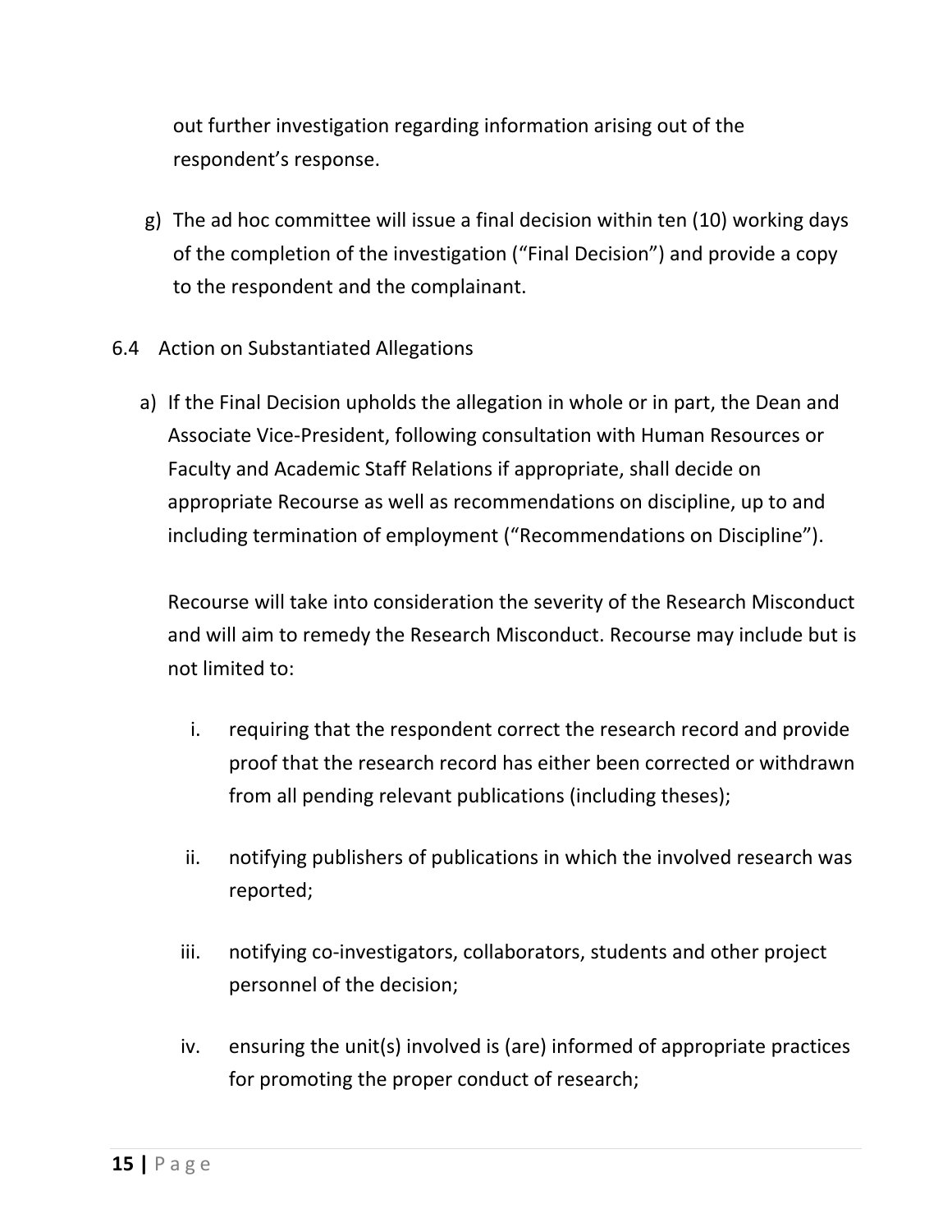out further investigation regarding information arising out of the respondent's response.

g) The ad hoc committee will issue a final decision within ten (10) working days of the completion of the investigation ("Final Decision") and provide a copy to the respondent and the complainant.

### 6.4 Action on Substantiated Allegations

a) If the Final Decision upholds the allegation in whole or in part, the Dean and Associate Vice-President, following consultation with Human Resources or Faculty and Academic Staff Relations if appropriate, shall decide on appropriate Recourse as well as recommendations on discipline, up to and including termination of employment ("Recommendations on Discipline").

   Recourse will take into consideration the severity of the Research Misconduct and will aim to remedy the Research Misconduct. Recourse may include but is not limited to:

   i. requiring that the respondent correct the research record and provide proof that the research record has either been corrected or withdrawn from all pending relevant publications (including theses);

   ii. notifying publishers of publications in which the involved research was reported;

   iii. notifying co-investigators, collaborators, students and other project personnel of the decision;

   iv. ensuring the unit(s) involved is (are) informed of appropriate practices for promoting the proper conduct of research;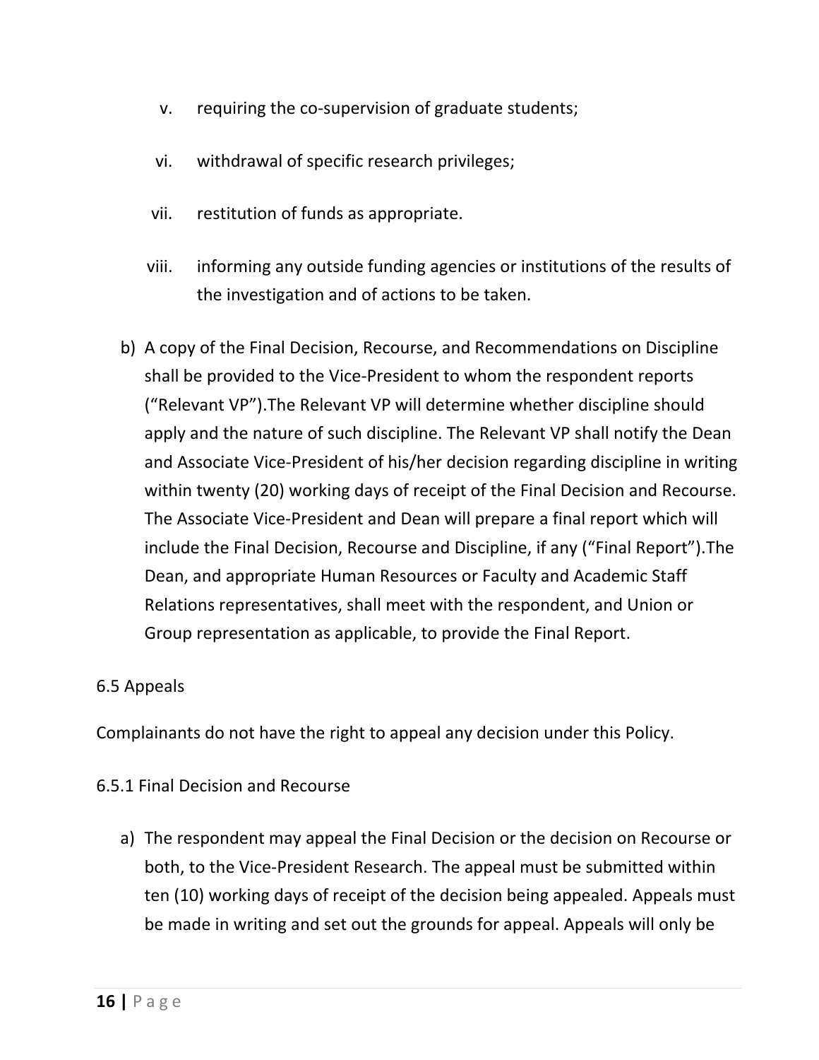v. requiring the co-supervision of graduate students;

vi. withdrawal of specific research privileges;

vii. restitution of funds as appropriate.

viii. informing any outside funding agencies or institutions of the results of the investigation and of actions to be taken.

b) A copy of the Final Decision, Recourse, and Recommendations on Discipline shall be provided to the Vice-President to whom the respondent reports ("Relevant VP").The Relevant VP will determine whether discipline should apply and the nature of such discipline. The Relevant VP shall notify the Dean and Associate Vice-President of his/her decision regarding discipline in writing within twenty (20) working days of receipt of the Final Decision and Recourse. The Associate Vice-President and Dean will prepare a final report which will include the Final Decision, Recourse and Discipline, if any ("Final Report").The Dean, and appropriate Human Resources or Faculty and Academic Staff Relations representatives, shall meet with the respondent, and Union or Group representation as applicable, to provide the Final Report.

6.5 Appeals

Complainants do not have the right to appeal any decision under this Policy.

6.5.1 Final Decision and Recourse

a) The respondent may appeal the Final Decision or the decision on Recourse or both, to the Vice-President Research. The appeal must be submitted within ten (10) working days of receipt of the decision being appealed. Appeals must be made in writing and set out the grounds for appeal. Appeals will only be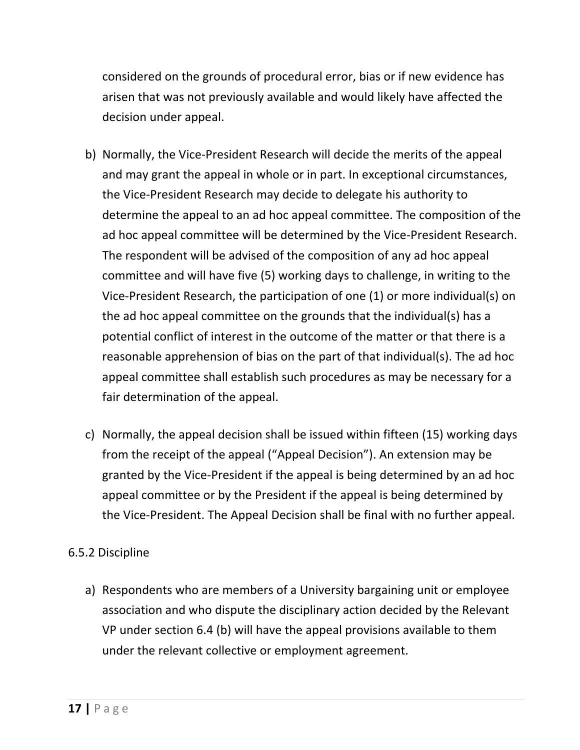considered on the grounds of procedural error, bias or if new evidence has arisen that was not previously available and would likely have affected the decision under appeal.

b) Normally, the Vice-President Research will decide the merits of the appeal and may grant the appeal in whole or in part. In exceptional circumstances, the Vice-President Research may decide to delegate his authority to determine the appeal to an ad hoc appeal committee. The composition of the ad hoc appeal committee will be determined by the Vice-President Research. The respondent will be advised of the composition of any ad hoc appeal committee and will have five (5) working days to challenge, in writing to the Vice-President Research, the participation of one (1) or more individual(s) on the ad hoc appeal committee on the grounds that the individual(s) has a potential conflict of interest in the outcome of the matter or that there is a reasonable apprehension of bias on the part of that individual(s). The ad hoc appeal committee shall establish such procedures as may be necessary for a fair determination of the appeal.

c) Normally, the appeal decision shall be issued within fifteen (15) working days from the receipt of the appeal ("Appeal Decision"). An extension may be granted by the Vice-President if the appeal is being determined by an ad hoc appeal committee or by the President if the appeal is being determined by the Vice-President. The Appeal Decision shall be final with no further appeal.

6.5.2 Discipline

a) Respondents who are members of a University bargaining unit or employee association and who dispute the disciplinary action decided by the Relevant VP under section 6.4 (b) will have the appeal provisions available to them under the relevant collective or employment agreement.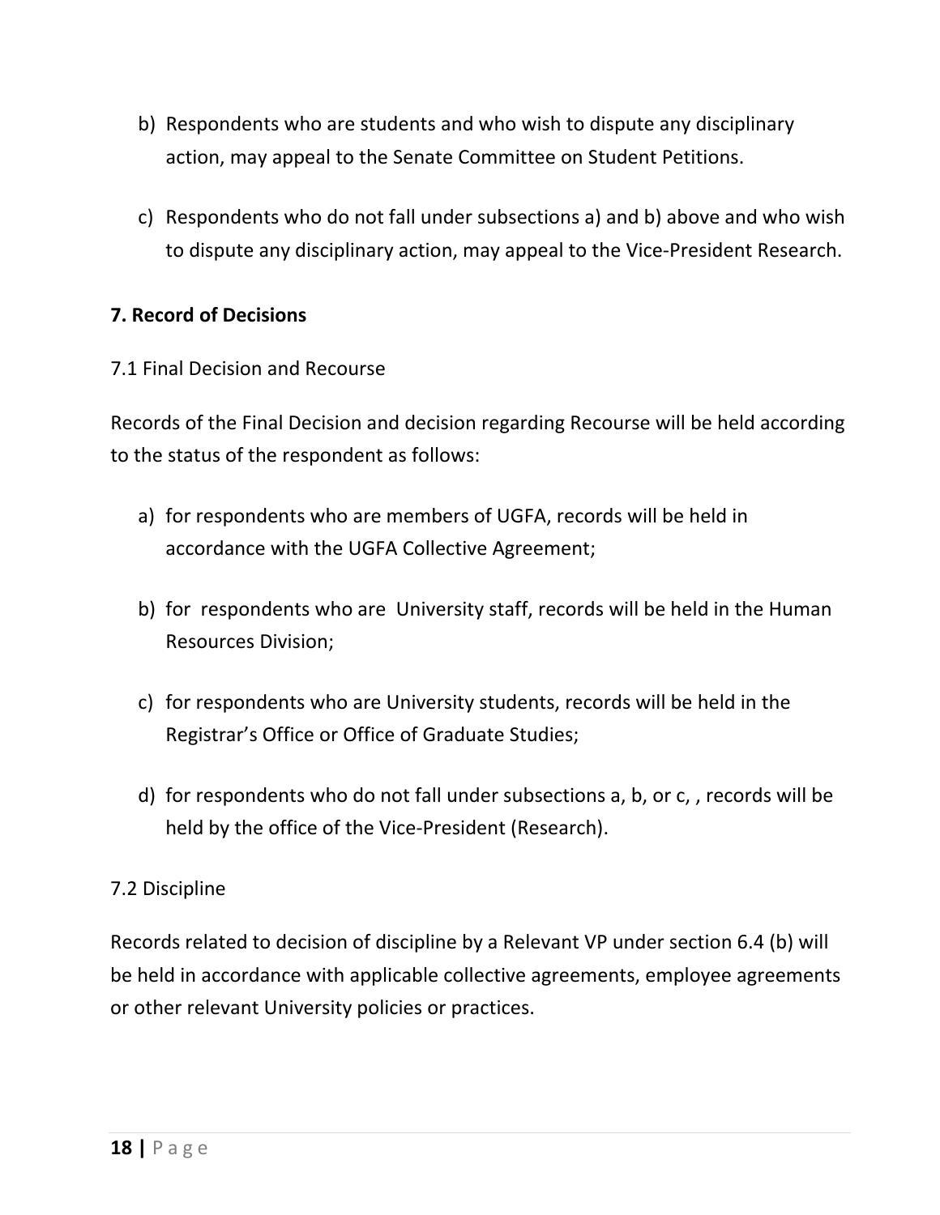b) Respondents who are students and who wish to dispute any disciplinary action, may appeal to the Senate Committee on Student Petitions.

c) Respondents who do not fall under subsections a) and b) above and who wish to dispute any disciplinary action, may appeal to the Vice-President Research.

**7. Record of Decisions**

7.1 Final Decision and Recourse

Records of the Final Decision and decision regarding Recourse will be held according to the status of the respondent as follows:

a) for respondents who are members of UGFA, records will be held in accordance with the UGFA Collective Agreement;

b) for respondents who are University staff, records will be held in the Human Resources Division;

c) for respondents who are University students, records will be held in the Registrar's Office or Office of Graduate Studies;

d) for respondents who do not fall under subsections a, b, or c, , records will be held by the office of the Vice-President (Research).

7.2 Discipline

Records related to decision of discipline by a Relevant VP under section 6.4 (b) will be held in accordance with applicable collective agreements, employee agreements or other relevant University policies or practices.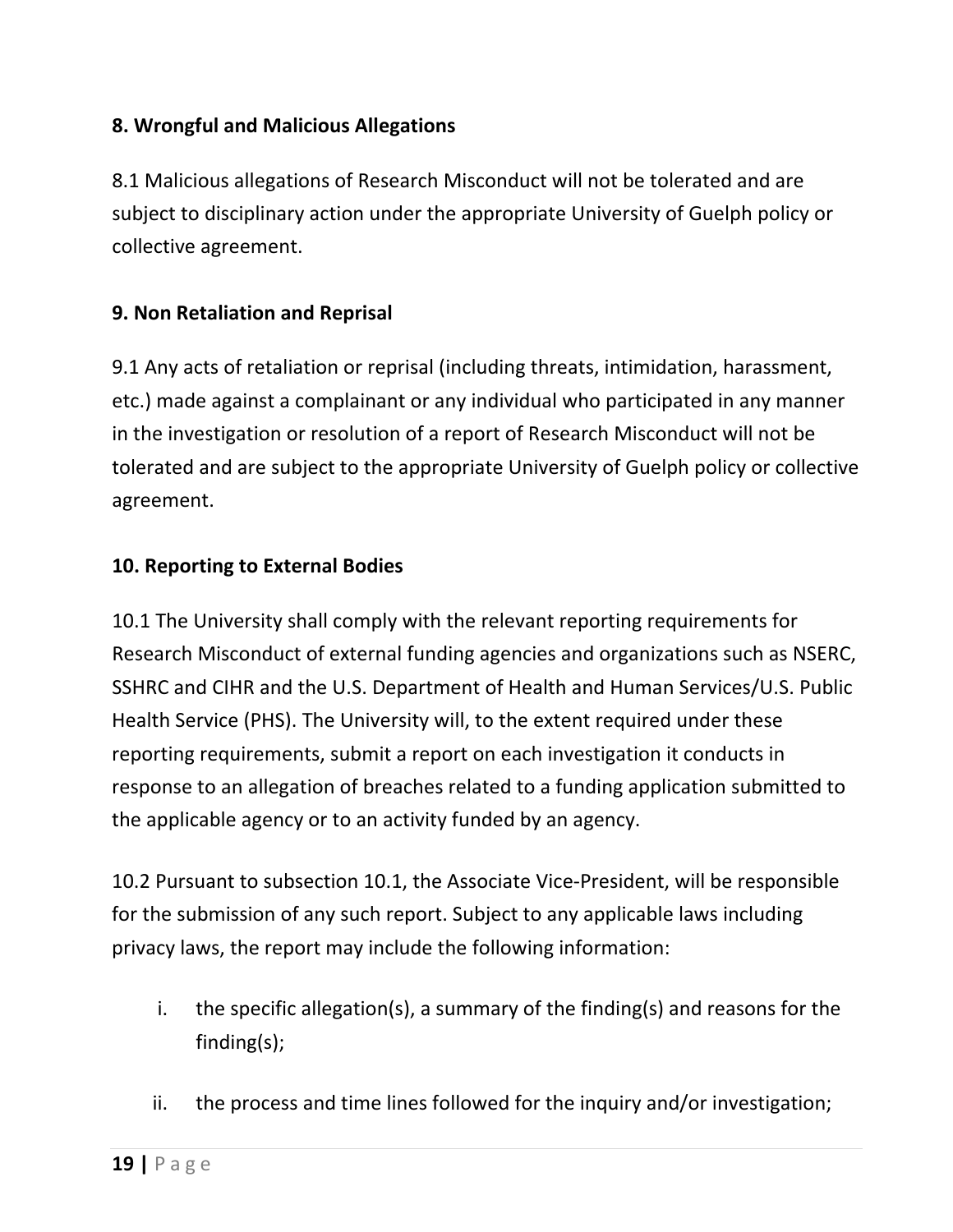## 8. Wrongful and Malicious Allegations

8.1 Malicious allegations of Research Misconduct will not be tolerated and are subject to disciplinary action under the appropriate University of Guelph policy or collective agreement.

## 9. Non Retaliation and Reprisal

9.1 Any acts of retaliation or reprisal (including threats, intimidation, harassment, etc.) made against a complainant or any individual who participated in any manner in the investigation or resolution of a report of Research Misconduct will not be tolerated and are subject to the appropriate University of Guelph policy or collective agreement.

## 10. Reporting to External Bodies

10.1 The University shall comply with the relevant reporting requirements for Research Misconduct of external funding agencies and organizations such as NSERC, SSHRC and CIHR and the U.S. Department of Health and Human Services/U.S. Public Health Service (PHS). The University will, to the extent required under these reporting requirements, submit a report on each investigation it conducts in response to an allegation of breaches related to a funding application submitted to the applicable agency or to an activity funded by an agency.

10.2 Pursuant to subsection 10.1, the Associate Vice-President, will be responsible for the submission of any such report. Subject to any applicable laws including privacy laws, the report may include the following information:

i. the specific allegation(s), a summary of the finding(s) and reasons for the finding(s);

ii. the process and time lines followed for the inquiry and/or investigation;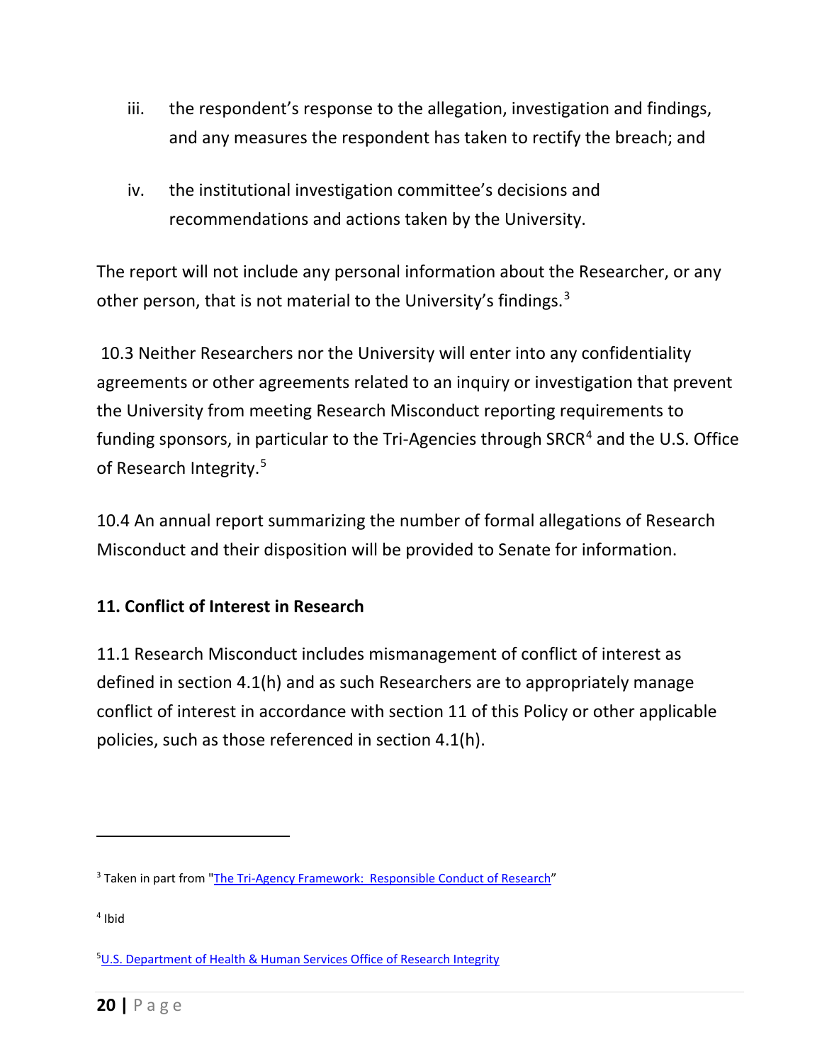iii. the respondent's response to the allegation, investigation and findings, and any measures the respondent has taken to rectify the breach; and

iv. the institutional investigation committee's decisions and recommendations and actions taken by the University.

The report will not include any personal information about the Researcher, or any other person, that is not material to the University's findings.[3]

10.3 Neither Researchers nor the University will enter into any confidentiality agreements or other agreements related to an inquiry or investigation that prevent the University from meeting Research Misconduct reporting requirements to funding sponsors, in particular to the Tri-Agencies through SRCR[4] and the U.S. Office of Research Integrity.[5]

10.4 An annual report summarizing the number of formal allegations of Research Misconduct and their disposition will be provided to Senate for information.

**11. Conflict of Interest in Research**

11.1 Research Misconduct includes mismanagement of conflict of interest as defined in section 4.1(h) and as such Researchers are to appropriately manage conflict of interest in accordance with section 11 of this Policy or other applicable policies, such as those referenced in section 4.1(h).

---

[3] Taken in part from "The Tri-Agency Framework: Responsible Conduct of Research"

[4] Ibid

[5] U.S. Department of Health & Human Services Office of Research Integrity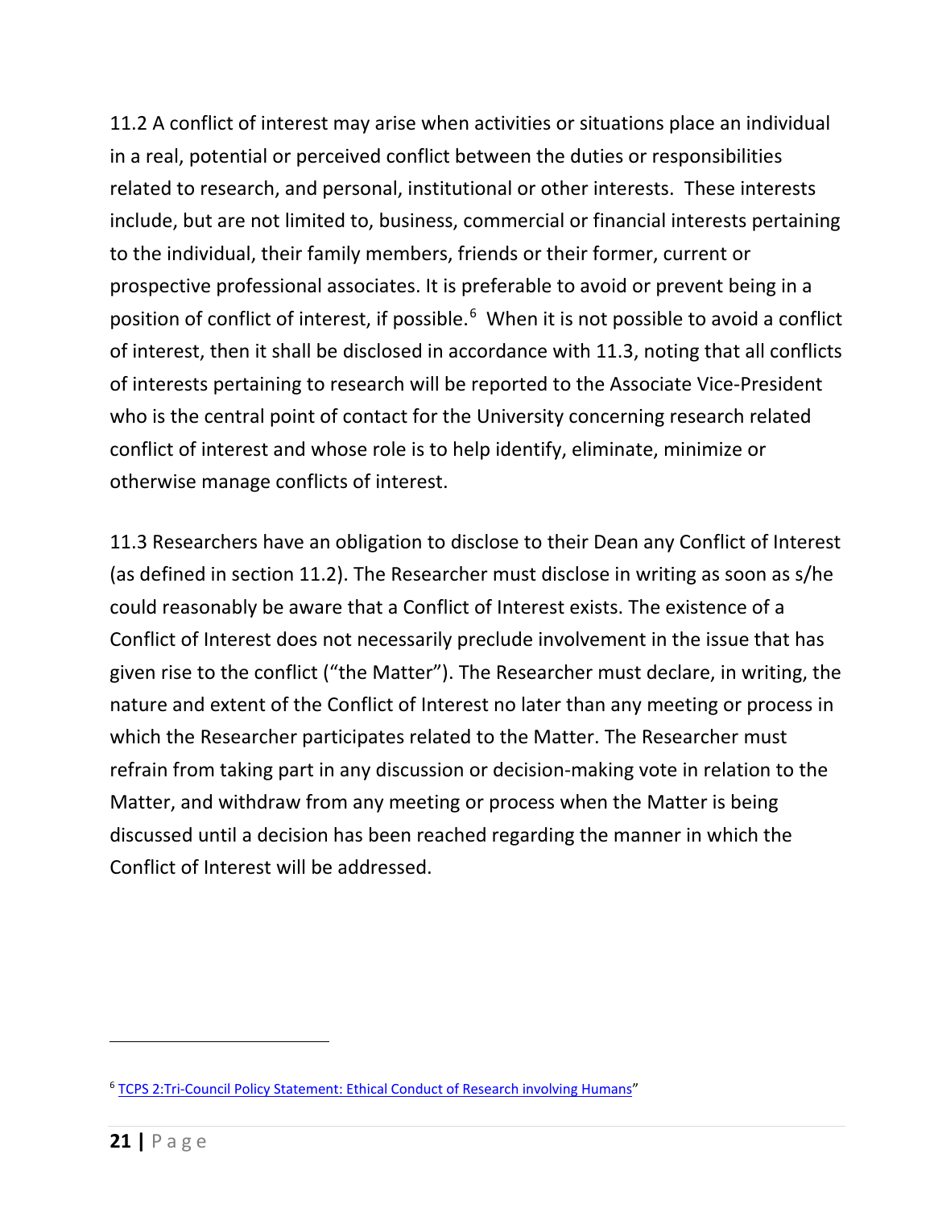11.2 A conflict of interest may arise when activities or situations place an individual in a real, potential or perceived conflict between the duties or responsibilities related to research, and personal, institutional or other interests. These interests include, but are not limited to, business, commercial or financial interests pertaining to the individual, their family members, friends or their former, current or prospective professional associates. It is preferable to avoid or prevent being in a position of conflict of interest, if possible.[6] When it is not possible to avoid a conflict of interest, then it shall be disclosed in accordance with 11.3, noting that all conflicts of interests pertaining to research will be reported to the Associate Vice-President who is the central point of contact for the University concerning research related conflict of interest and whose role is to help identify, eliminate, minimize or otherwise manage conflicts of interest.

11.3 Researchers have an obligation to disclose to their Dean any Conflict of Interest (as defined in section 11.2). The Researcher must disclose in writing as soon as s/he could reasonably be aware that a Conflict of Interest exists. The existence of a Conflict of Interest does not necessarily preclude involvement in the issue that has given rise to the conflict ("the Matter"). The Researcher must declare, in writing, the nature and extent of the Conflict of Interest no later than any meeting or process in which the Researcher participates related to the Matter. The Researcher must refrain from taking part in any discussion or decision-making vote in relation to the Matter, and withdraw from any meeting or process when the Matter is being discussed until a decision has been reached regarding the manner in which the Conflict of Interest will be addressed.

---

[6] TCPS 2:Tri-Council Policy Statement: Ethical Conduct of Research involving Humans"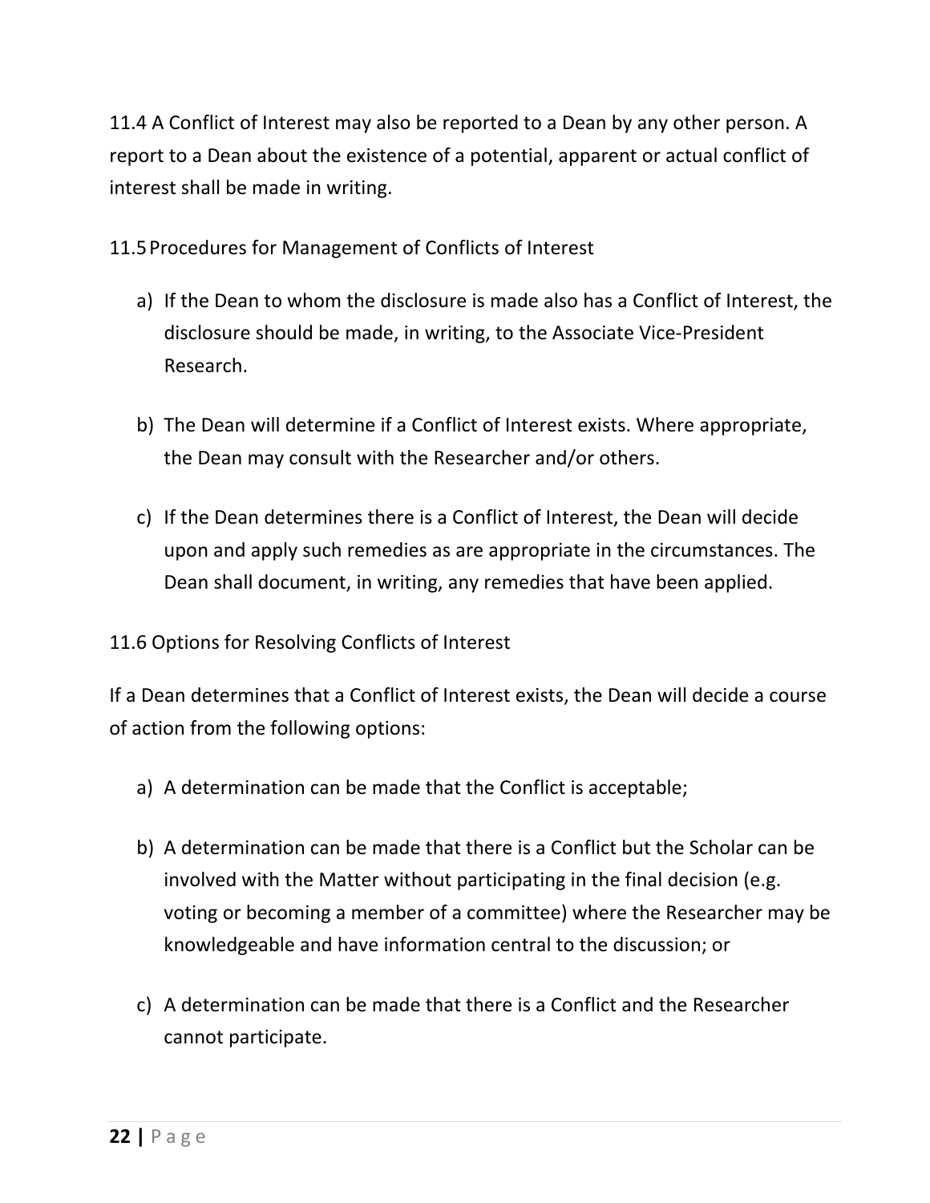11.4 A Conflict of Interest may also be reported to a Dean by any other person. A report to a Dean about the existence of a potential, apparent or actual conflict of interest shall be made in writing.

11.5 Procedures for Management of Conflicts of Interest

a) If the Dean to whom the disclosure is made also has a Conflict of Interest, the disclosure should be made, in writing, to the Associate Vice-President Research.

b) The Dean will determine if a Conflict of Interest exists. Where appropriate, the Dean may consult with the Researcher and/or others.

c) If the Dean determines there is a Conflict of Interest, the Dean will decide upon and apply such remedies as are appropriate in the circumstances. The Dean shall document, in writing, any remedies that have been applied.

11.6 Options for Resolving Conflicts of Interest

If a Dean determines that a Conflict of Interest exists, the Dean will decide a course of action from the following options:

a) A determination can be made that the Conflict is acceptable;

b) A determination can be made that there is a Conflict but the Scholar can be involved with the Matter without participating in the final decision (e.g. voting or becoming a member of a committee) where the Researcher may be knowledgeable and have information central to the discussion; or

c) A determination can be made that there is a Conflict and the Researcher cannot participate.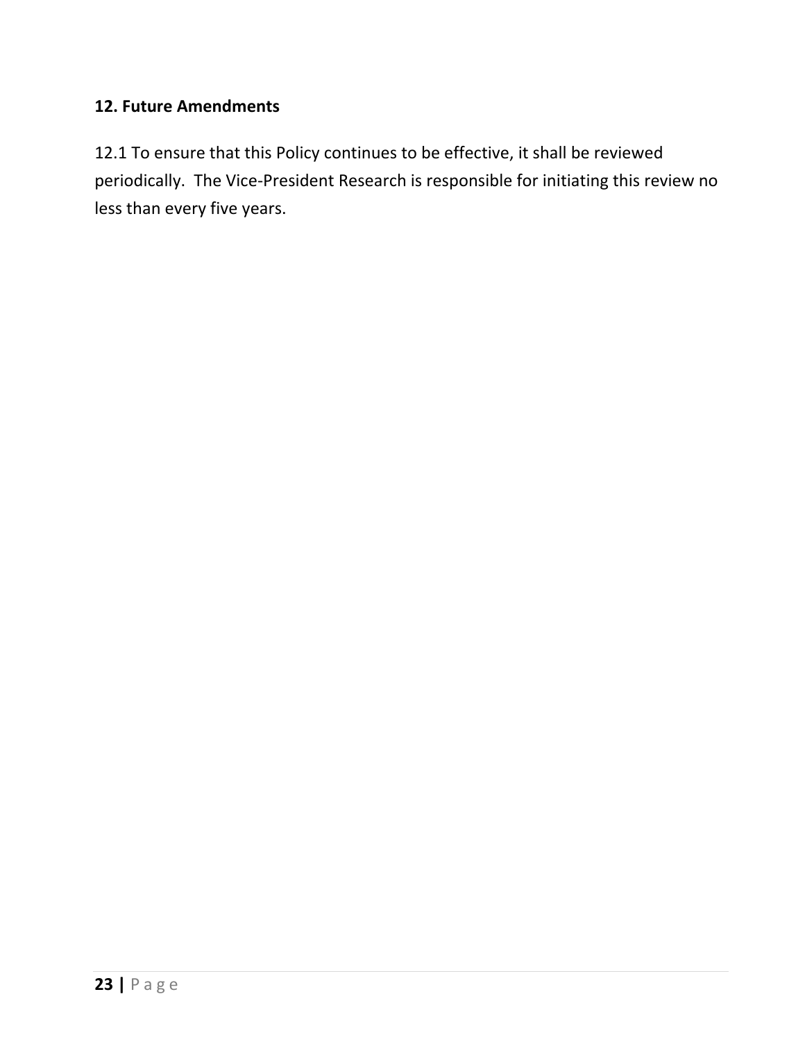## 12. Future Amendments

12.1 To ensure that this Policy continues to be effective, it shall be reviewed periodically. The Vice-President Research is responsible for initiating this review no less than every five years.